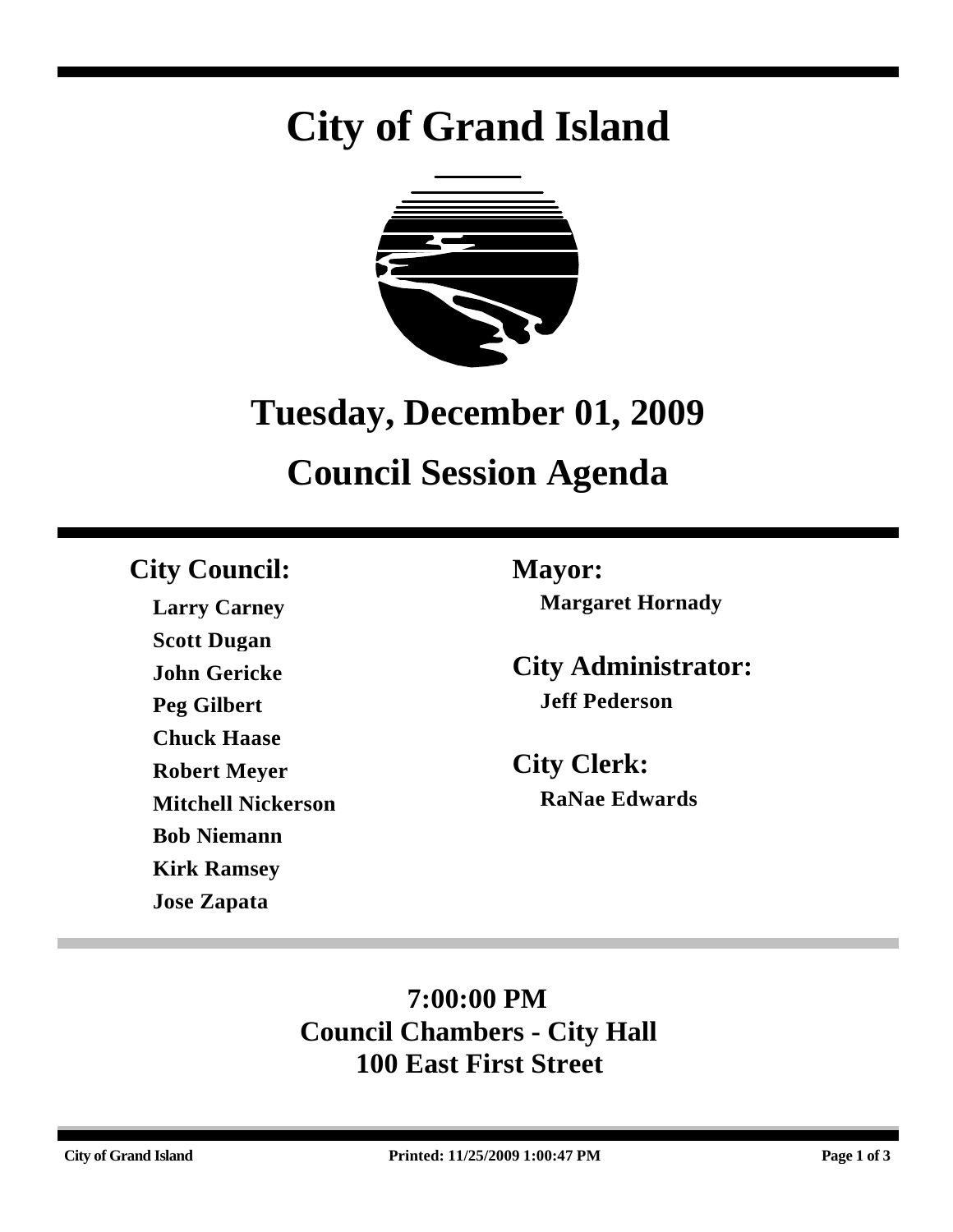# City of Grand Island

## Tuesday, December 01, 2009

## Council Session Agenda

### City Council:

**Larry Carney**
**Scott Dugan**
**John Gericke**
**Peg Gilbert**
**Chuck Haase**
**Robert Meyer**
**Mitchell Nickerson**
**Bob Niemann**
**Kirk Ramsey**
**Jose Zapata**

### Mayor:

**Margaret Hornady**

### City Administrator:

**Jeff Pederson**

### City Clerk:

**RaNae Edwards**

**7:00:00 PM**
**Council Chambers - City Hall**
**100 East First Street**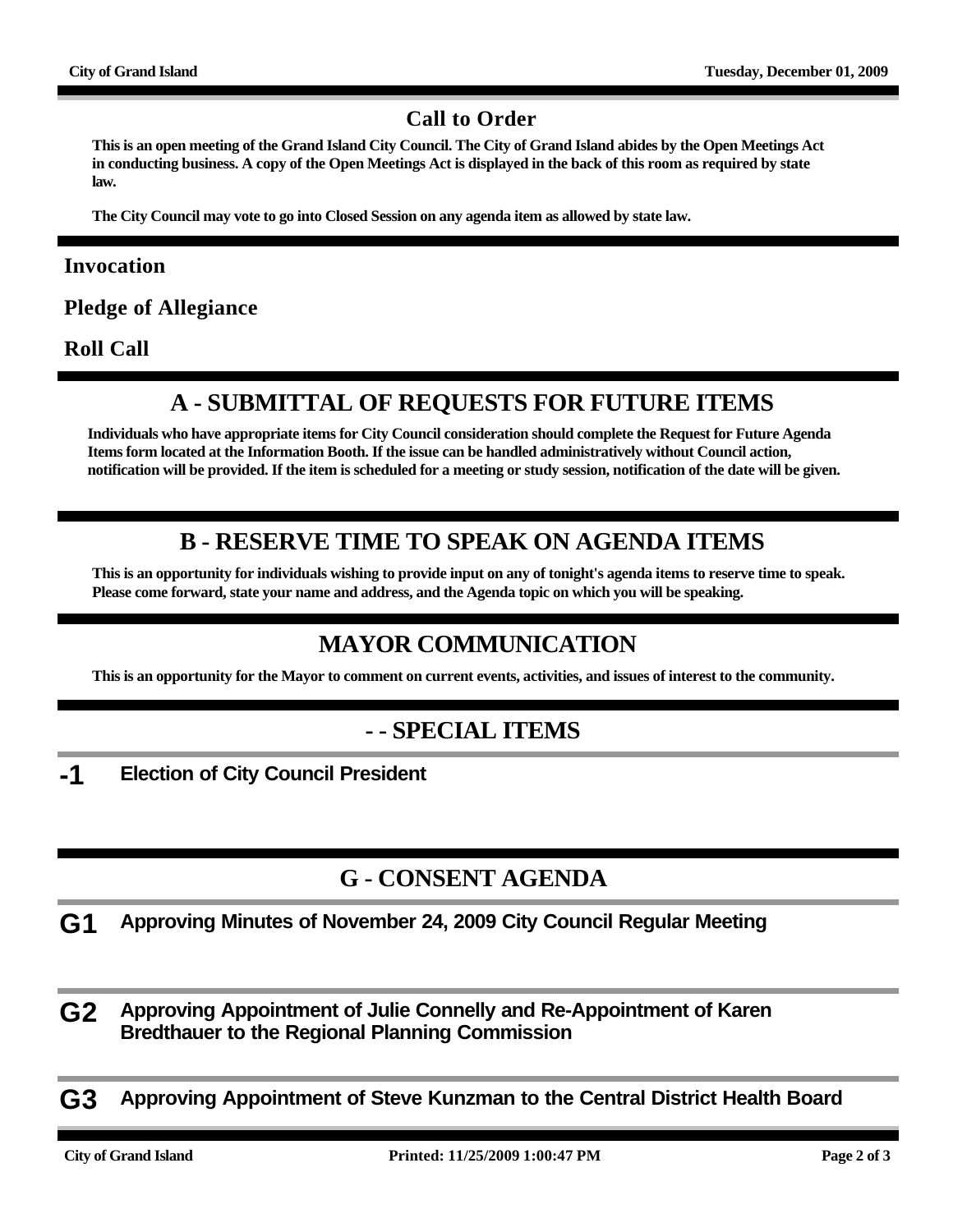## Call to Order

**This is an open meeting of the Grand Island City Council. The City of Grand Island abides by the Open Meetings Act in conducting business. A copy of the Open Meetings Act is displayed in the back of this room as required by state law.**

**The City Council may vote to go into Closed Session on any agenda item as allowed by state law.**

## Invocation

## Pledge of Allegiance

## Roll Call

# A - SUBMITTAL OF REQUESTS FOR FUTURE ITEMS

**Individuals who have appropriate items for City Council consideration should complete the Request for Future Agenda Items form located at the Information Booth. If the issue can be handled administratively without Council action, notification will be provided. If the item is scheduled for a meeting or study session, notification of the date will be given.**

# B - RESERVE TIME TO SPEAK ON AGENDA ITEMS

**This is an opportunity for individuals wishing to provide input on any of tonight's agenda items to reserve time to speak. Please come forward, state your name and address, and the Agenda topic on which you will be speaking.**

# MAYOR COMMUNICATION

**This is an opportunity for the Mayor to comment on current events, activities, and issues of interest to the community.**

# - - SPECIAL ITEMS

**-1** **Election of City Council President**

# G - CONSENT AGENDA

**G1** **Approving Minutes of November 24, 2009 City Council Regular Meeting**

**G2** **Approving Appointment of Julie Connelly and Re-Appointment of Karen Bredthauer to the Regional Planning Commission**

**G3** **Approving Appointment of Steve Kunzman to the Central District Health Board**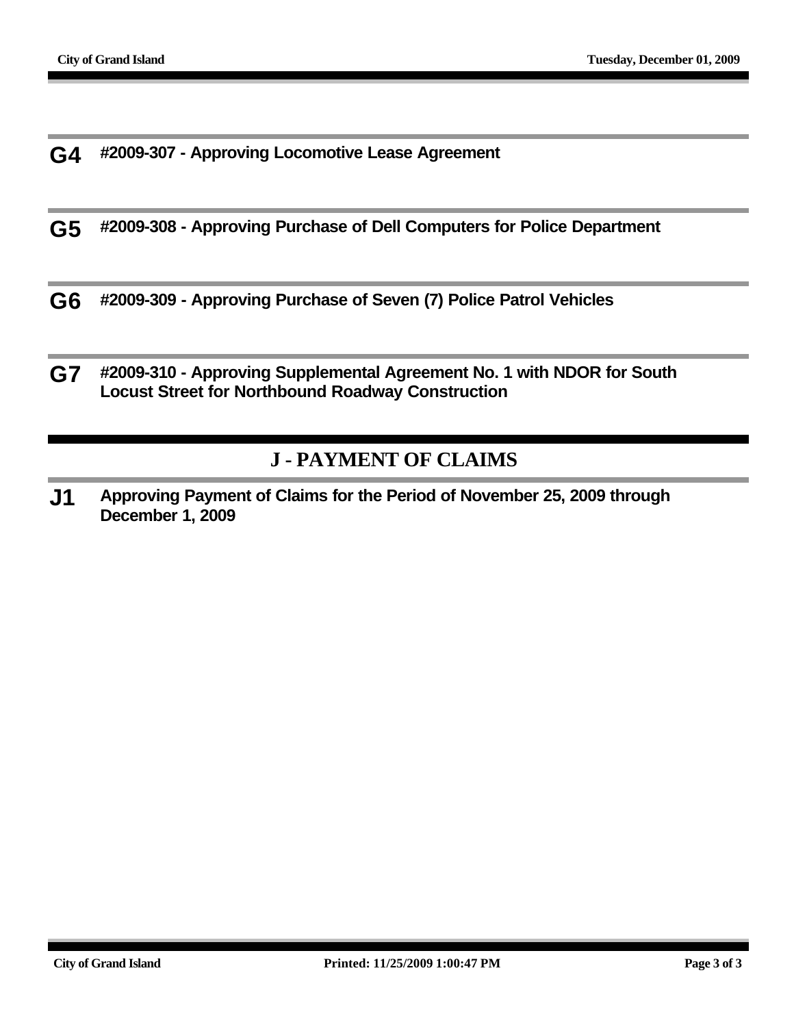**G4** **#2009-307 - Approving Locomotive Lease Agreement**

**G5** **#2009-308 - Approving Purchase of Dell Computers for Police Department**

**G6** **#2009-309 - Approving Purchase of Seven (7) Police Patrol Vehicles**

**G7** **#2009-310 - Approving Supplemental Agreement No. 1 with NDOR for South Locust Street for Northbound Roadway Construction**

## J - PAYMENT OF CLAIMS

**J1** **Approving Payment of Claims for the Period of November 25, 2009 through December 1, 2009**